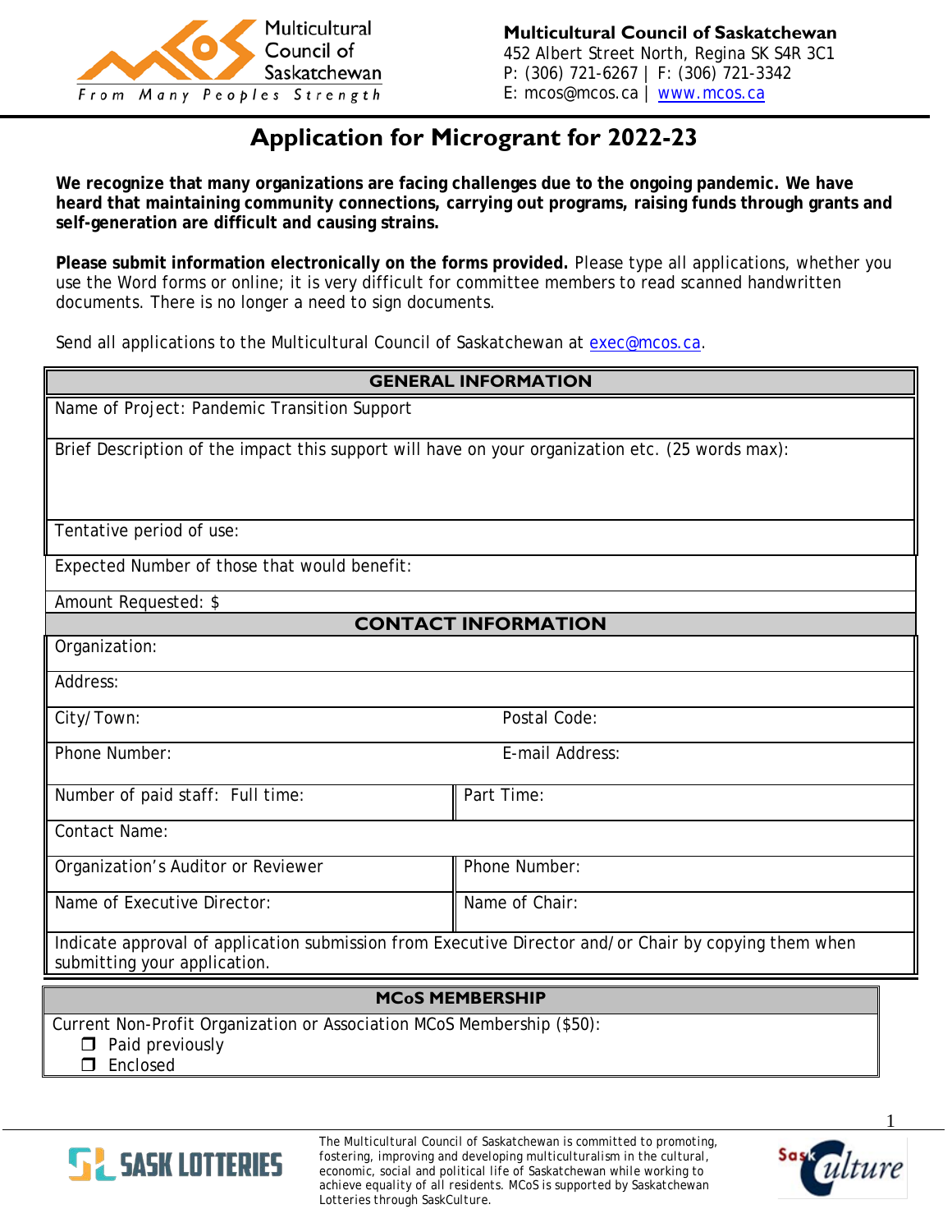Multicultural Council of Saskatchewan
From Many Peoples Strength

**Multicultural Council of Saskatchewan**
452 Albert Street North, Regina SK S4R 3C1
P: (306) 721-6267 | F: (306) 721-3342
E: mcos@mcos.ca | www.mcos.ca

# Application for Microgrant for 2022-23

**We recognize that many organizations are facing challenges due to the ongoing pandemic. We have heard that maintaining community connections, carrying out programs, raising funds through grants and self-generation are difficult and causing strains.**

**Please submit information electronically on the forms provided.** Please type all applications, whether you use the Word forms or online; it is very difficult for committee members to read scanned handwritten documents. There is no longer a need to sign documents.

Send all applications to the Multicultural Council of Saskatchewan at exec@mcos.ca.

| GENERAL INFORMATION | |
|---|---|
| Name of Project: Pandemic Transition Support | |
| Brief Description of the impact this support will have on your organization etc. (25 words max): | |
| Tentative period of use: | |
| Expected Number of those that would benefit: | |
| Amount Requested: $ | |
| **CONTACT INFORMATION** | |
| Organization: | |
| Address: | |
| City/Town: | Postal Code: |
| Phone Number: | E-mail Address: |
| Number of paid staff: Full time: | Part Time: |
| Contact Name: | |
| Organization's Auditor or Reviewer | Phone Number: |
| Name of Executive Director: | Name of Chair: |
| Indicate approval of application submission from Executive Director and/or Chair by copying them when submitting your application. | |

| MCoS MEMBERSHIP |
|---|
| Current Non-Profit Organization or Association MCoS Membership ($50):<br>❒ Paid previously<br>❒ Enclosed |

SASK LOTTERIES

The Multicultural Council of Saskatchewan is committed to promoting, fostering, improving and developing multiculturalism in the cultural, economic, social and political life of Saskatchewan while working to achieve equality of all residents. MCoS is supported by Saskatchewan Lotteries through SaskCulture.

SaskCulture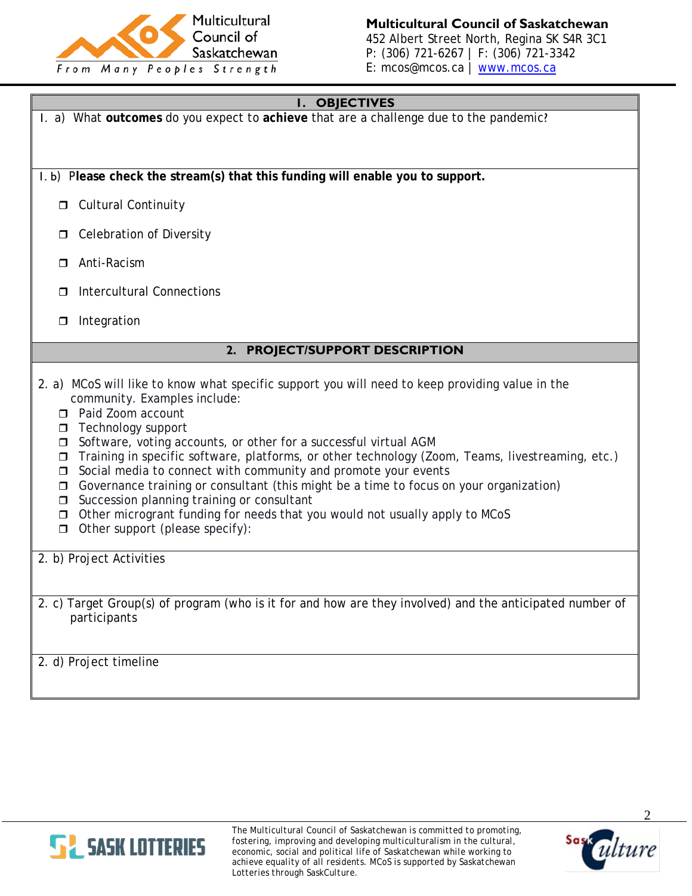**Multicultural Council of Saskatchewan**
452 Albert Street North, Regina SK S4R 3C1
P: (306) 721-6267 | F: (306) 721-3342
E: mcos@mcos.ca | www.mcos.ca

## 1. OBJECTIVES

1. a) What **outcomes** do you expect to **achieve** that are a challenge due to the pandemic?

1. b) **Please check the stream(s) that this funding will enable you to support.**

- ❒ Cultural Continuity
- ❒ Celebration of Diversity
- ❒ Anti-Racism
- ❒ Intercultural Connections
- ❒ Integration

## 2. PROJECT/SUPPORT DESCRIPTION

2. a) MCoS will like to know what specific support you will need to keep providing value in the community. Examples include:

- ❒ Paid Zoom account
- ❒ Technology support
- ❒ Software, voting accounts, or other for a successful virtual AGM
- ❒ Training in specific software, platforms, or other technology (Zoom, Teams, livestreaming, etc.)
- ❒ Social media to connect with community and promote your events
- ❒ Governance training or consultant (this might be a time to focus on your organization)
- ❒ Succession planning training or consultant
- ❒ Other microgrant funding for needs that you would not usually apply to MCoS
- ❒ Other support (please specify):

2. b) Project Activities

2. c) Target Group(s) of program (who is it for and how are they involved) and the anticipated number of participants

2. d) Project timeline

The Multicultural Council of Saskatchewan is committed to promoting, fostering, improving and developing multiculturalism in the cultural, economic, social and political life of Saskatchewan while working to achieve equality of all residents. MCoS is supported by Saskatchewan Lotteries through SaskCulture.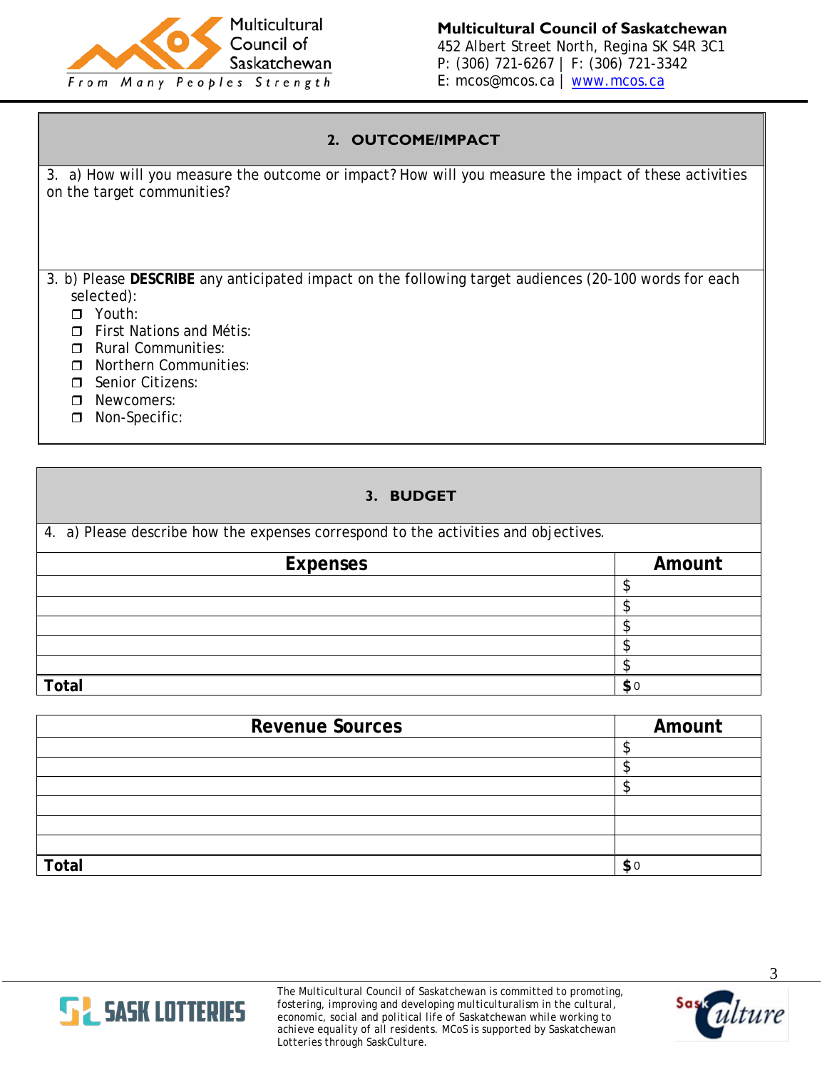**Multicultural Council of Saskatchewan**
452 Albert Street North, Regina SK S4R 3C1
P: (306) 721-6267 | F: (306) 721-3342
E: mcos@mcos.ca | www.mcos.ca

## 2. OUTCOME/IMPACT

3. a) How will you measure the outcome or impact? How will you measure the impact of these activities on the target communities?

3. b) Please **DESCRIBE** any anticipated impact on the following target audiences (20-100 words for each selected):

- ❐ Youth:
- ❐ First Nations and Métis:
- ❐ Rural Communities:
- ❐ Northern Communities:
- ❐ Senior Citizens:
- ❐ Newcomers:
- ❐ Non-Specific:

## 3. BUDGET

4. a) Please describe how the expenses correspond to the activities and objectives.

| Expenses | Amount |
|---|---|
| | $ |
| | $ |
| | $ |
| | $ |
| | $ |
| **Total** | **$** 0 |

| Revenue Sources | Amount |
|---|---|
| | $ |
| | $ |
| | $ |
| | |
| | |
| | |
| **Total** | **$** 0 |

The Multicultural Council of Saskatchewan is committed to promoting, fostering, improving and developing multiculturalism in the cultural, economic, social and political life of Saskatchewan while working to achieve equality of all residents. MCoS is supported by Saskatchewan Lotteries through SaskCulture.